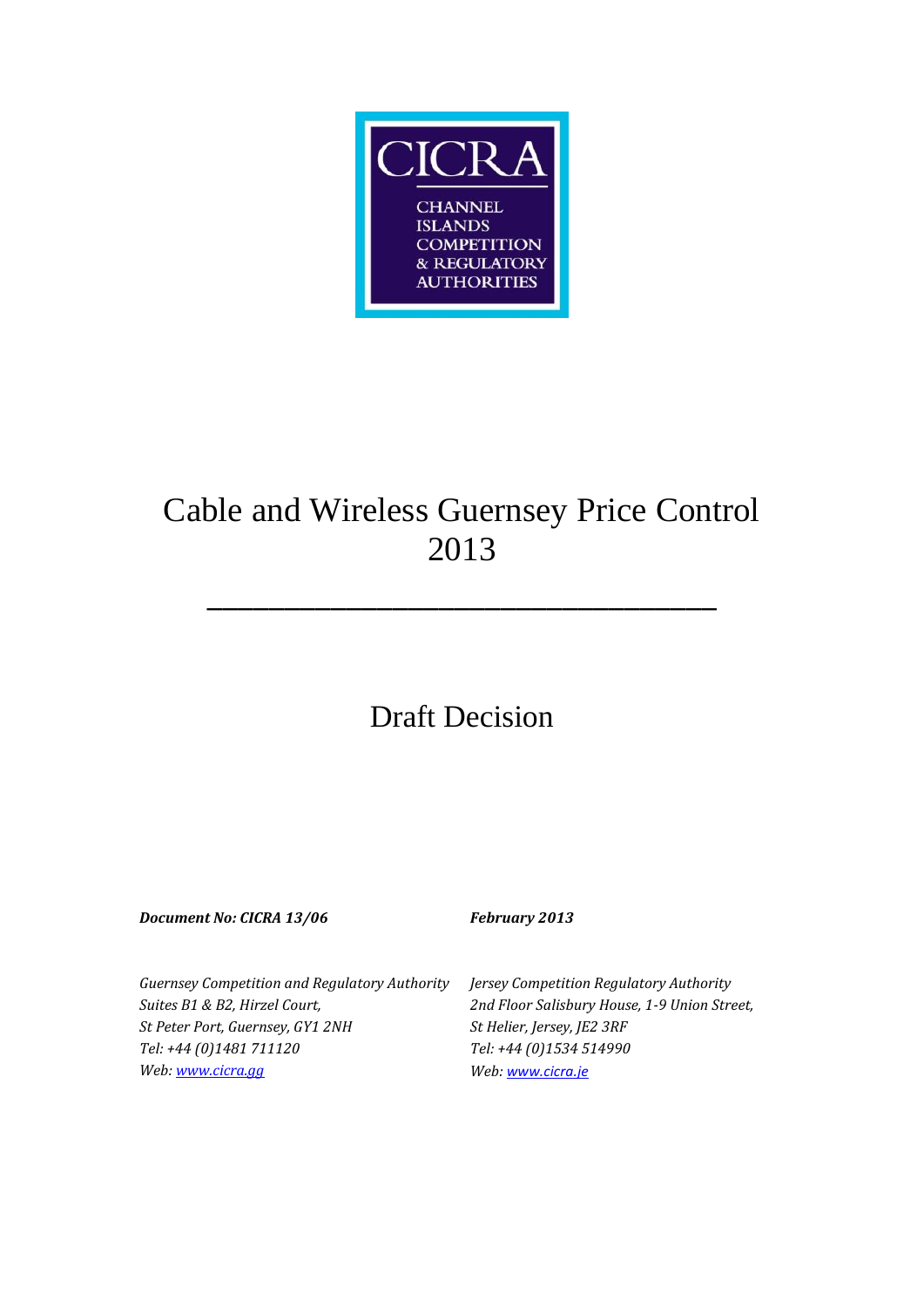CICRA

CHANNEL ISLANDS COMPETITION & REGULATORY AUTHORITIES

# Cable and Wireless Guernsey Price Control 2013

---

## Draft Decision

***Document No: CICRA 13/06***

***February 2013***

*Guernsey Competition and Regulatory Authority*
*Suites B1 & B2, Hirzel Court,*
*St Peter Port, Guernsey, GY1 2NH*
*Tel: +44 (0)1481 711120*
*Web: www.cicra.gg*

*Jersey Competition Regulatory Authority*
*2nd Floor Salisbury House, 1-9 Union Street,*
*St Helier, Jersey, JE2 3RF*
*Tel: +44 (0)1534 514990*
*Web: www.cicra.je*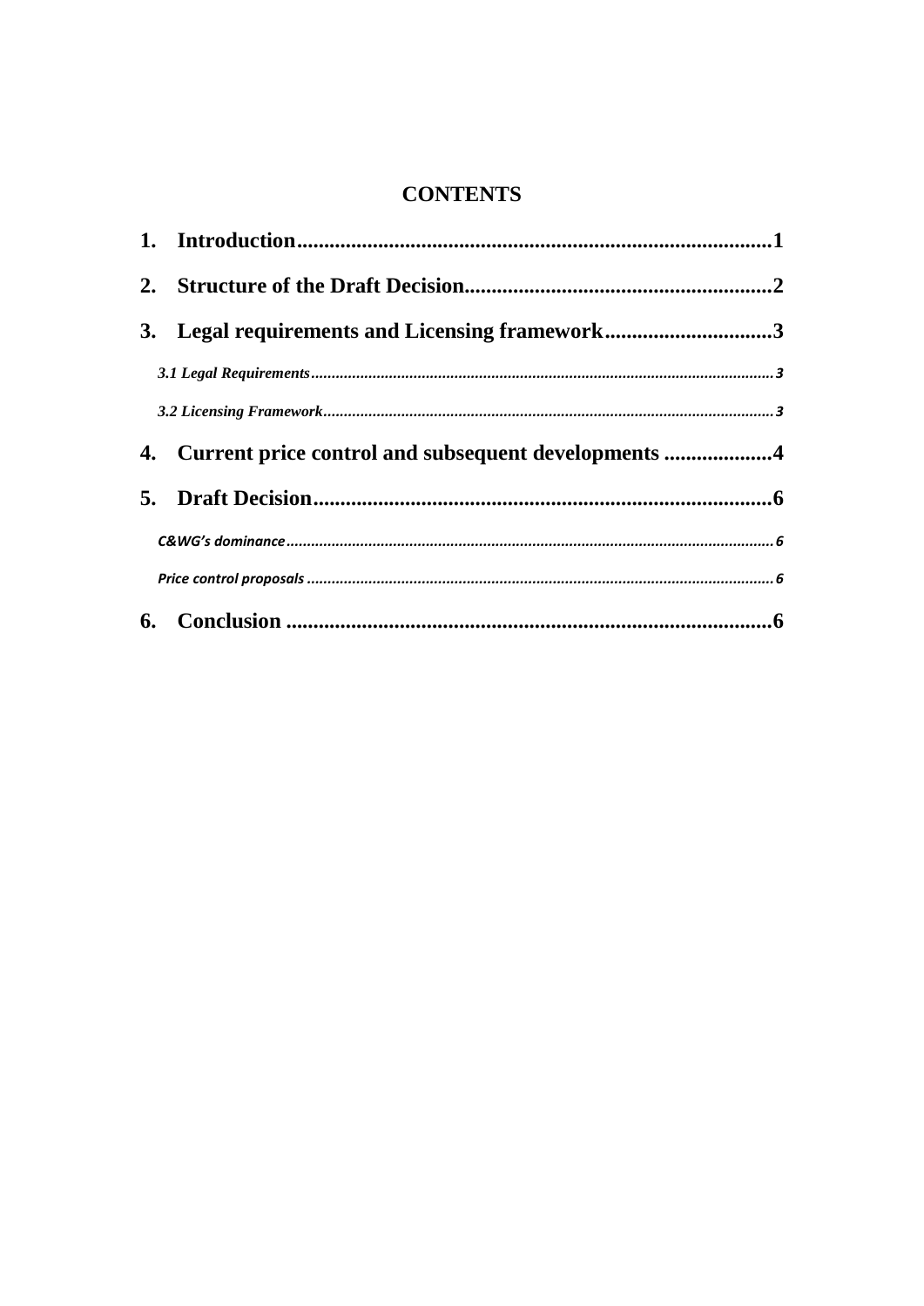# CONTENTS

1. **Introduction........................................................................................1**
2. **Structure of the Draft Decision.........................................................2**
3. **Legal requirements and Licensing framework...............................3**
   - *3.1 Legal Requirements..............................................................................................................3*
   - *3.2 Licensing Framework............................................................................................................3*
4. **Current price control and subsequent developments ...................4**
5. **Draft Decision....................................................................................6**
   - *C&WG's dominance......................................................................................................................6*
   - *Price control proposals ................................................................................................................6*
6. **Conclusion .........................................................................................6**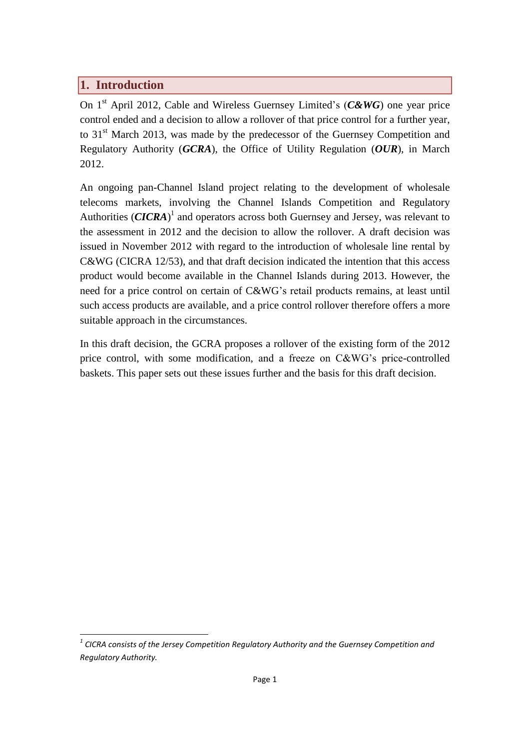# 1. Introduction

On 1st April 2012, Cable and Wireless Guernsey Limited's (***C&WG***) one year price control ended and a decision to allow a rollover of that price control for a further year, to 31st March 2013, was made by the predecessor of the Guernsey Competition and Regulatory Authority (***GCRA***), the Office of Utility Regulation (***OUR***), in March 2012.

An ongoing pan-Channel Island project relating to the development of wholesale telecoms markets, involving the Channel Islands Competition and Regulatory Authorities (***CICRA***)[1] and operators across both Guernsey and Jersey, was relevant to the assessment in 2012 and the decision to allow the rollover. A draft decision was issued in November 2012 with regard to the introduction of wholesale line rental by C&WG (CICRA 12/53), and that draft decision indicated the intention that this access product would become available in the Channel Islands during 2013. However, the need for a price control on certain of C&WG's retail products remains, at least until such access products are available, and a price control rollover therefore offers a more suitable approach in the circumstances.

In this draft decision, the GCRA proposes a rollover of the existing form of the 2012 price control, with some modification, and a freeze on C&WG's price-controlled baskets. This paper sets out these issues further and the basis for this draft decision.

---

[1] *CICRA consists of the Jersey Competition Regulatory Authority and the Guernsey Competition and Regulatory Authority.*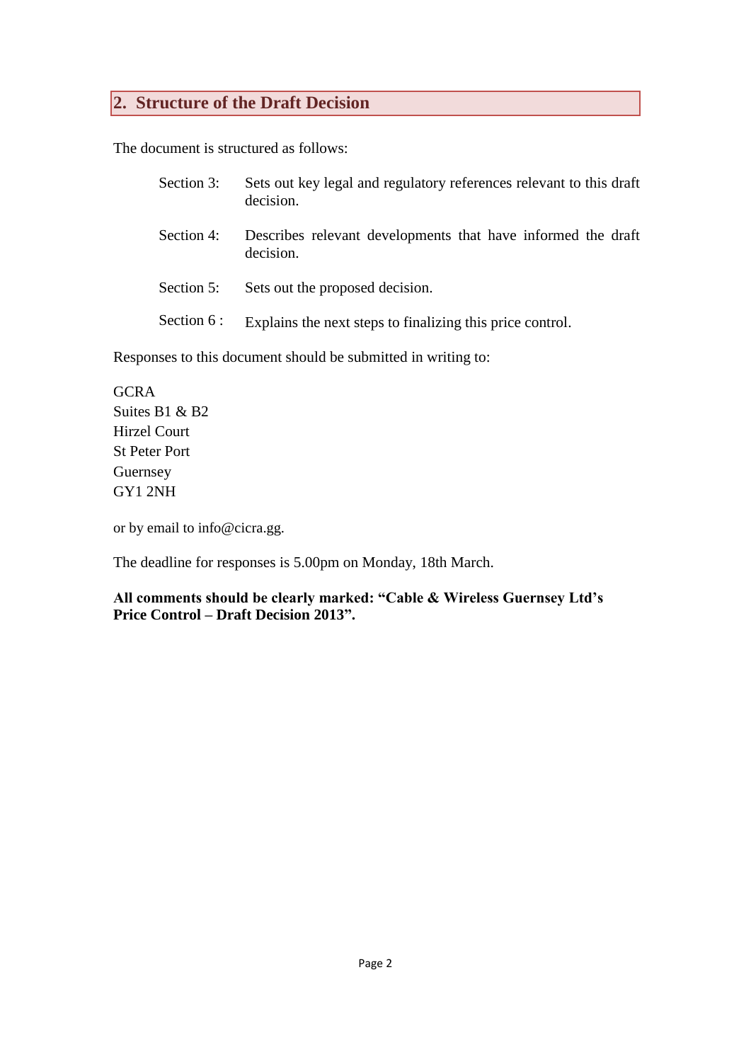## 2. Structure of the Draft Decision

The document is structured as follows:

Section 3: Sets out key legal and regulatory references relevant to this draft decision.

Section 4: Describes relevant developments that have informed the draft decision.

Section 5: Sets out the proposed decision.

Section 6 : Explains the next steps to finalizing this price control.

Responses to this document should be submitted in writing to:

GCRA
Suites B1 & B2
Hirzel Court
St Peter Port
Guernsey
GY1 2NH

or by email to info@cicra.gg.

The deadline for responses is 5.00pm on Monday, 18th March.

**All comments should be clearly marked: "Cable & Wireless Guernsey Ltd's Price Control – Draft Decision 2013".**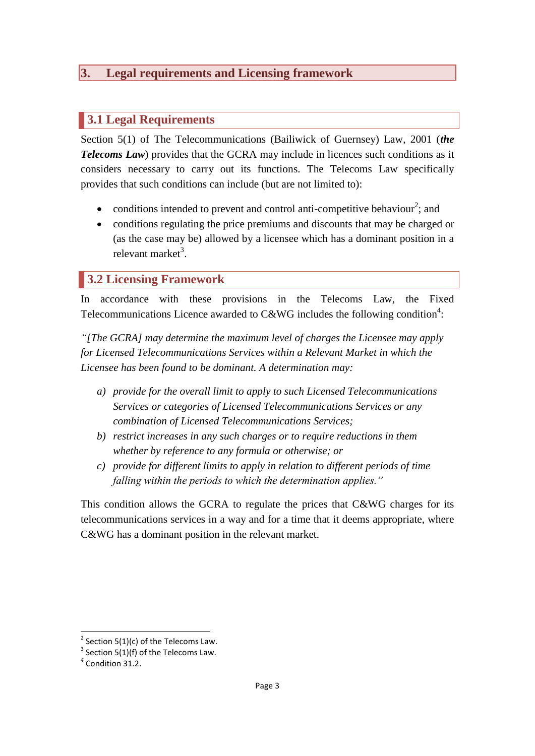# 3. Legal requirements and Licensing framework

## 3.1 Legal Requirements

Section 5(1) of The Telecommunications (Bailiwick of Guernsey) Law, 2001 (***the Telecoms Law***) provides that the GCRA may include in licences such conditions as it considers necessary to carry out its functions. The Telecoms Law specifically provides that such conditions can include (but are not limited to):

- conditions intended to prevent and control anti-competitive behaviour[2]; and
- conditions regulating the price premiums and discounts that may be charged or (as the case may be) allowed by a licensee which has a dominant position in a relevant market[3].

## 3.2 Licensing Framework

In accordance with these provisions in the Telecoms Law, the Fixed Telecommunications Licence awarded to C&WG includes the following condition[4]:

*"[The GCRA] may determine the maximum level of charges the Licensee may apply for Licensed Telecommunications Services within a Relevant Market in which the Licensee has been found to be dominant. A determination may:*

*a) provide for the overall limit to apply to such Licensed Telecommunications Services or categories of Licensed Telecommunications Services or any combination of Licensed Telecommunications Services;*

*b) restrict increases in any such charges or to require reductions in them whether by reference to any formula or otherwise; or*

*c) provide for different limits to apply in relation to different periods of time falling within the periods to which the determination applies."*

This condition allows the GCRA to regulate the prices that C&WG charges for its telecommunications services in a way and for a time that it deems appropriate, where C&WG has a dominant position in the relevant market.

---

[2] Section 5(1)(c) of the Telecoms Law.

[3] Section 5(1)(f) of the Telecoms Law.

[4] Condition 31.2.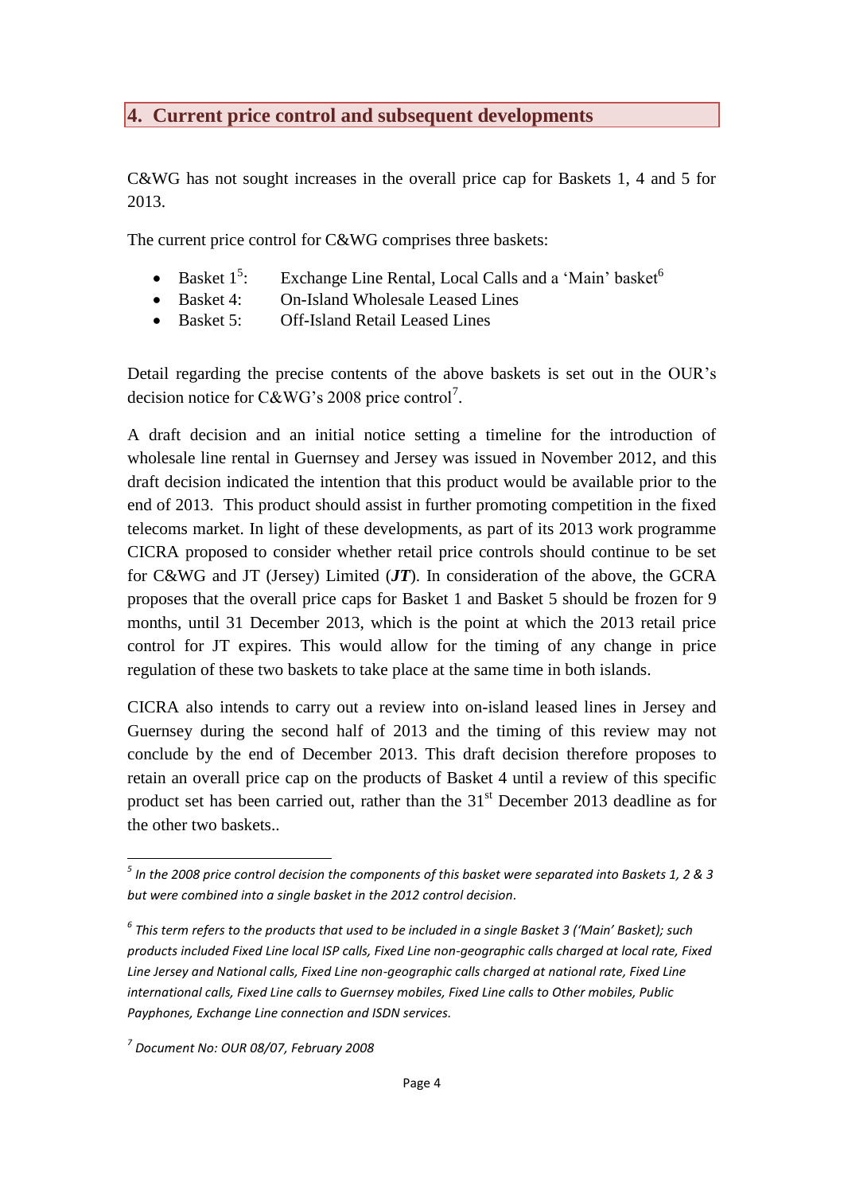## 4. Current price control and subsequent developments

C&WG has not sought increases in the overall price cap for Baskets 1, 4 and 5 for 2013.

The current price control for C&WG comprises three baskets:

- Basket 1[5]: Exchange Line Rental, Local Calls and a 'Main' basket[6]
- Basket 4: On-Island Wholesale Leased Lines
- Basket 5: Off-Island Retail Leased Lines

Detail regarding the precise contents of the above baskets is set out in the OUR's decision notice for C&WG's 2008 price control[7].

A draft decision and an initial notice setting a timeline for the introduction of wholesale line rental in Guernsey and Jersey was issued in November 2012, and this draft decision indicated the intention that this product would be available prior to the end of 2013. This product should assist in further promoting competition in the fixed telecoms market. In light of these developments, as part of its 2013 work programme CICRA proposed to consider whether retail price controls should continue to be set for C&WG and JT (Jersey) Limited (***JT***). In consideration of the above, the GCRA proposes that the overall price caps for Basket 1 and Basket 5 should be frozen for 9 months, until 31 December 2013, which is the point at which the 2013 retail price control for JT expires. This would allow for the timing of any change in price regulation of these two baskets to take place at the same time in both islands.

CICRA also intends to carry out a review into on-island leased lines in Jersey and Guernsey during the second half of 2013 and the timing of this review may not conclude by the end of December 2013. This draft decision therefore proposes to retain an overall price cap on the products of Basket 4 until a review of this specific product set has been carried out, rather than the 31st December 2013 deadline as for the other two baskets..

---

[5] *In the 2008 price control decision the components of this basket were separated into Baskets 1, 2 & 3 but were combined into a single basket in the 2012 control decision.*

[6] *This term refers to the products that used to be included in a single Basket 3 ('Main' Basket); such products included Fixed Line local ISP calls, Fixed Line non-geographic calls charged at local rate, Fixed Line Jersey and National calls, Fixed Line non-geographic calls charged at national rate, Fixed Line international calls, Fixed Line calls to Guernsey mobiles, Fixed Line calls to Other mobiles, Public Payphones, Exchange Line connection and ISDN services.*

[7] *Document No: OUR 08/07, February 2008*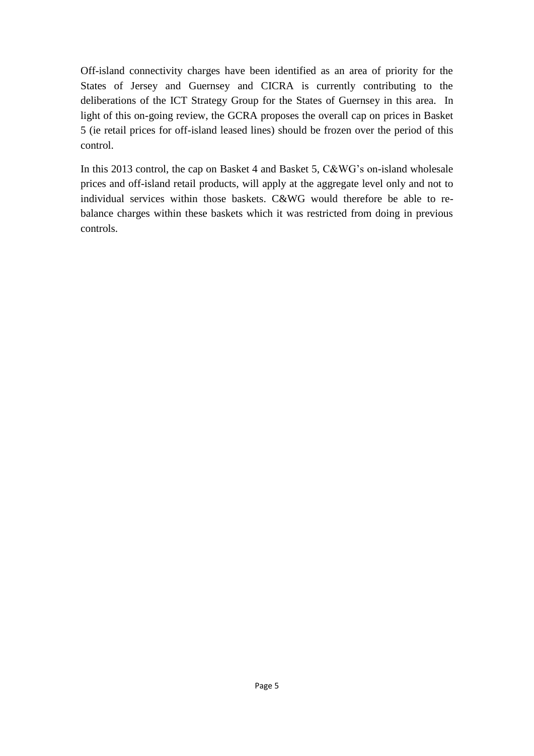Off-island connectivity charges have been identified as an area of priority for the States of Jersey and Guernsey and CICRA is currently contributing to the deliberations of the ICT Strategy Group for the States of Guernsey in this area. In light of this on-going review, the GCRA proposes the overall cap on prices in Basket 5 (ie retail prices for off-island leased lines) should be frozen over the period of this control.

In this 2013 control, the cap on Basket 4 and Basket 5, C&WG's on-island wholesale prices and off-island retail products, will apply at the aggregate level only and not to individual services within those baskets. C&WG would therefore be able to re-balance charges within these baskets which it was restricted from doing in previous controls.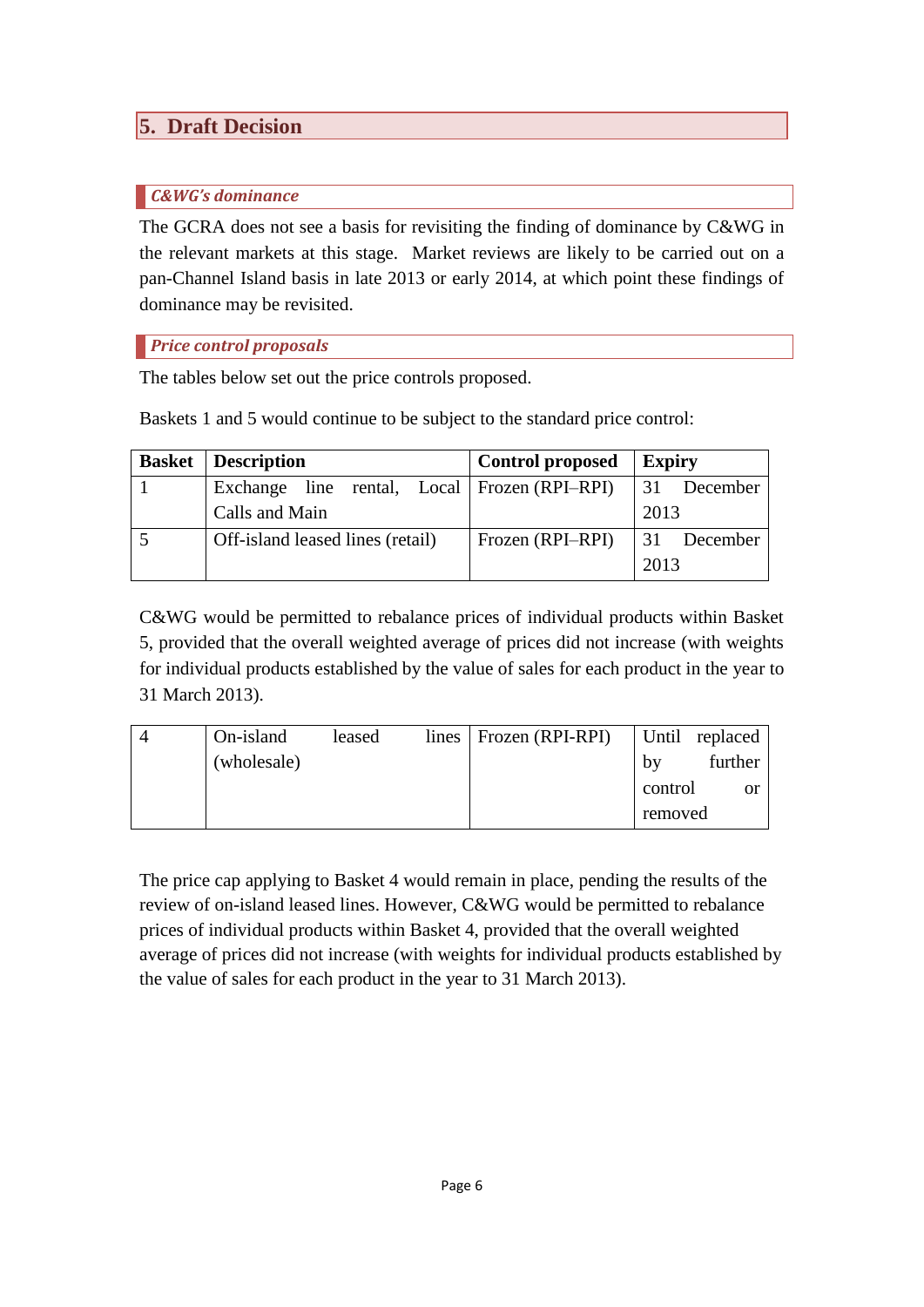## 5. Draft Decision

### *C&WG's dominance*

The GCRA does not see a basis for revisiting the finding of dominance by C&WG in the relevant markets at this stage. Market reviews are likely to be carried out on a pan-Channel Island basis in late 2013 or early 2014, at which point these findings of dominance may be revisited.

### *Price control proposals*

The tables below set out the price controls proposed.

Baskets 1 and 5 would continue to be subject to the standard price control:

| Basket | Description | Control proposed | Expiry |
|---|---|---|---|
| 1 | Exchange line rental, Local Calls and Main | Frozen (RPI–RPI) | 31 December 2013 |
| 5 | Off-island leased lines (retail) | Frozen (RPI–RPI) | 31 December 2013 |

C&WG would be permitted to rebalance prices of individual products within Basket 5, provided that the overall weighted average of prices did not increase (with weights for individual products established by the value of sales for each product in the year to 31 March 2013).

| | | | |
|---|---|---|---|
| 4 | On-island leased lines (wholesale) | Frozen (RPI-RPI) | Until replaced by further control or removed |

The price cap applying to Basket 4 would remain in place, pending the results of the review of on-island leased lines. However, C&WG would be permitted to rebalance prices of individual products within Basket 4, provided that the overall weighted average of prices did not increase (with weights for individual products established by the value of sales for each product in the year to 31 March 2013).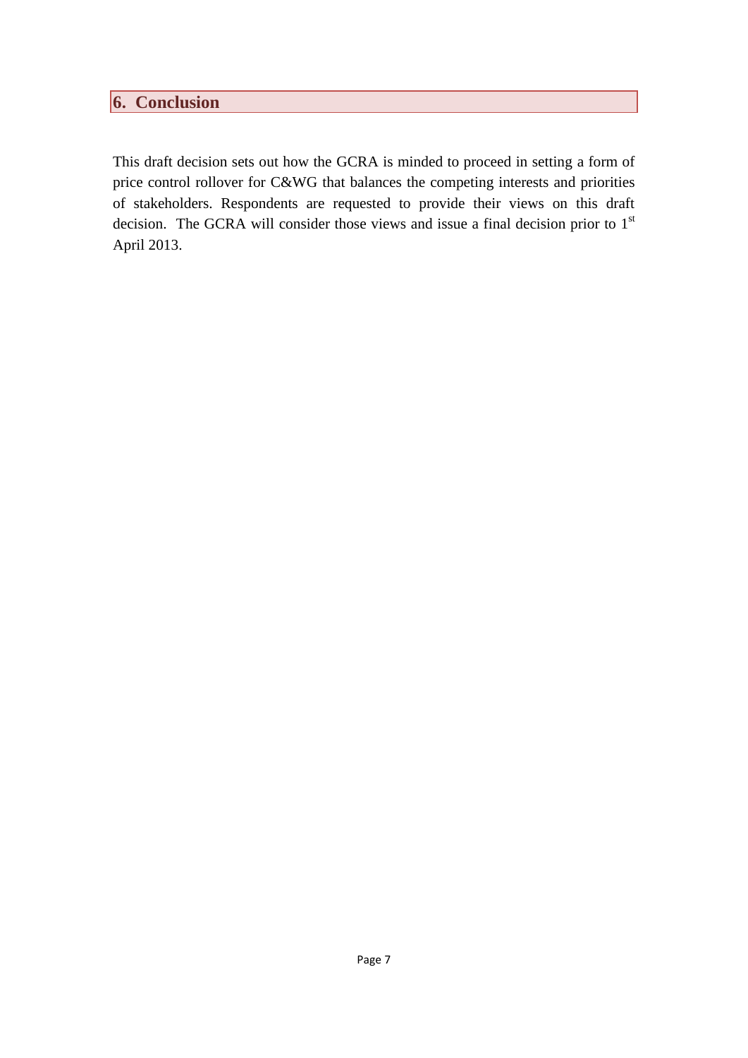## 6. Conclusion

This draft decision sets out how the GCRA is minded to proceed in setting a form of price control rollover for C&WG that balances the competing interests and priorities of stakeholders. Respondents are requested to provide their views on this draft decision. The GCRA will consider those views and issue a final decision prior to 1st April 2013.